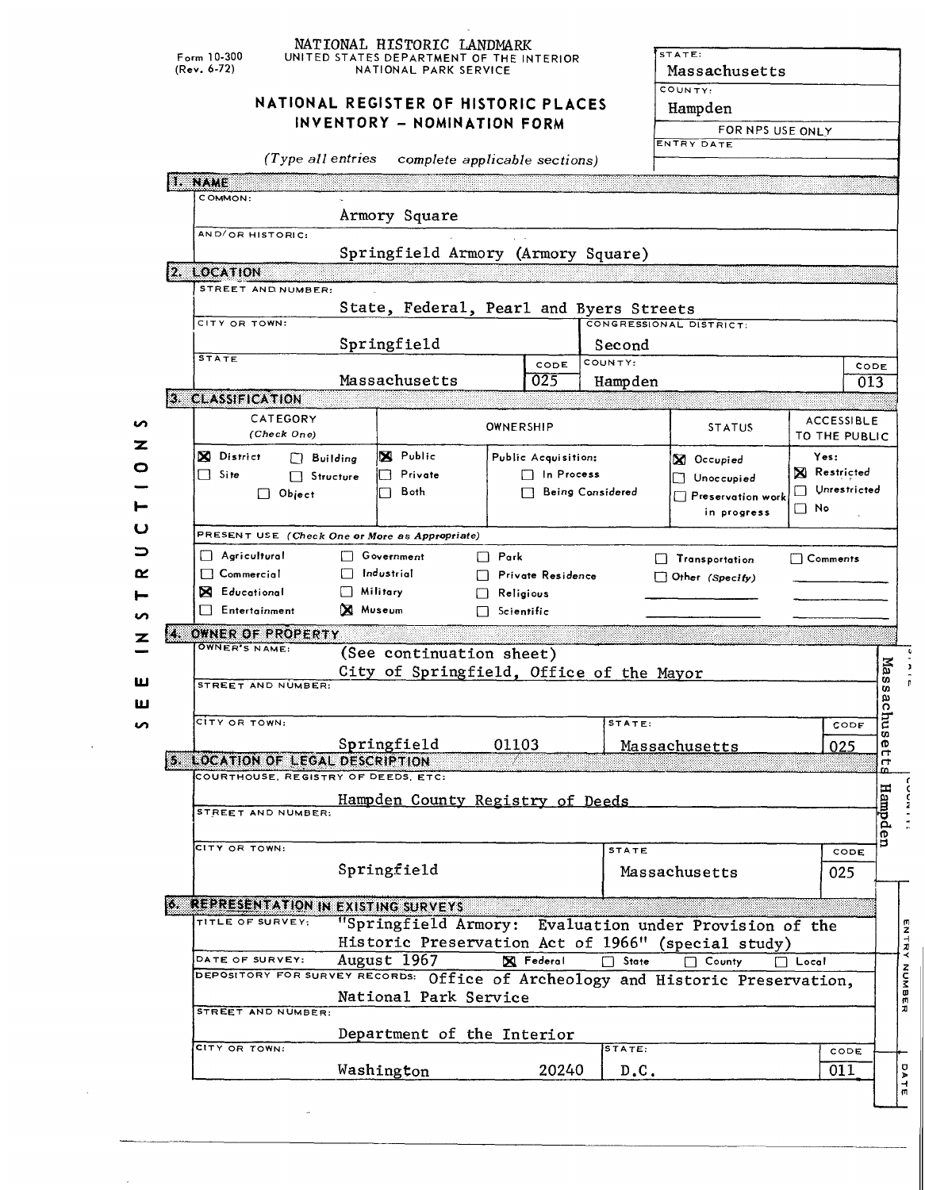NATIONAL HISTORIC LANDMARK

Form 10-300 (Rev. 6-72)

UNITED STATES DEPARTMENT OF THE INTERIOR
NATIONAL PARK SERVICE

# NATIONAL REGISTER OF HISTORIC PLACES INVENTORY - NOMINATION FORM

*(Type all entries complete applicable sections)*

| STATE: | Massachusetts |
|---|---|
| COUNTY: | Hampden |
| FOR NPS USE ONLY | |
| ENTRY DATE | |

## 1. NAME

COMMON:
Armory Square

AND/OR HISTORIC:
Springfield Armory (Armory Square)

## 2. LOCATION

STREET AND NUMBER:
State, Federal, Pearl and Byers Streets

| CITY OR TOWN: | CONGRESSIONAL DISTRICT: |
|---|---|
| Springfield | Second |

| STATE | CODE | COUNTY: | CODE |
|---|---|---|---|
| Massachusetts | 025 | Hampden | 013 |

## 3. CLASSIFICATION

| CATEGORY (Check One) | OWNERSHIP | | STATUS | ACCESSIBLE TO THE PUBLIC |
|---|---|---|---|---|
| [X] District [ ] Building | [X] Public | Public Acquisition: | [X] Occupied | Yes: |
| [ ] Site [ ] Structure | [ ] Private | [ ] In Process | [ ] Unoccupied | [X] Restricted |
| [ ] Object | [ ] Both | [ ] Being Considered | [ ] Preservation work in progress | [ ] Unrestricted |
| | | | | [ ] No |

PRESENT USE *(Check One or More as Appropriate)*

| | | | | |
|---|---|---|---|---|
| [ ] Agricultural | [ ] Government | [ ] Park | [ ] Transportation | [ ] Comments |
| [ ] Commercial | [ ] Industrial | [ ] Private Residence | [ ] Other *(Specify)* | |
| [X] Educational | [ ] Military | [ ] Religious | | |
| [ ] Entertainment | [X] Museum | [ ] Scientific | | |

## 4. OWNER OF PROPERTY

OWNER'S NAME:
(See continuation sheet)
City of Springfield, Office of the Mayor

STREET AND NUMBER:

| CITY OR TOWN: | | STATE: | CODE |
|---|---|---|---|
| Springfield | 01103 | Massachusetts | 025 |

## 5. LOCATION OF LEGAL DESCRIPTION

COURTHOUSE, REGISTRY OF DEEDS, ETC:
Hampden County Registry of Deeds

STREET AND NUMBER:

| CITY OR TOWN: | STATE | CODE |
|---|---|---|
| Springfield | Massachusetts | 025 |

## 6. REPRESENTATION IN EXISTING SURVEYS

TITLE OF SURVEY:
"Springfield Armory: Evaluation under Provision of the Historic Preservation Act of 1966" (special study)

DATE OF SURVEY: August 1967 [X] Federal [ ] State [ ] County [ ] Local

DEPOSITORY FOR SURVEY RECORDS: Office of Archeology and Historic Preservation, National Park Service

STREET AND NUMBER:
Department of the Interior

| CITY OR TOWN: | | STATE: | CODE |
|---|---|---|---|
| Washington | 20240 | D.C. | 011 |

SEE INSTRUCTIONS

STATE: Massachusetts
COUNTY: Hampden
ENTRY NUMBER
DATE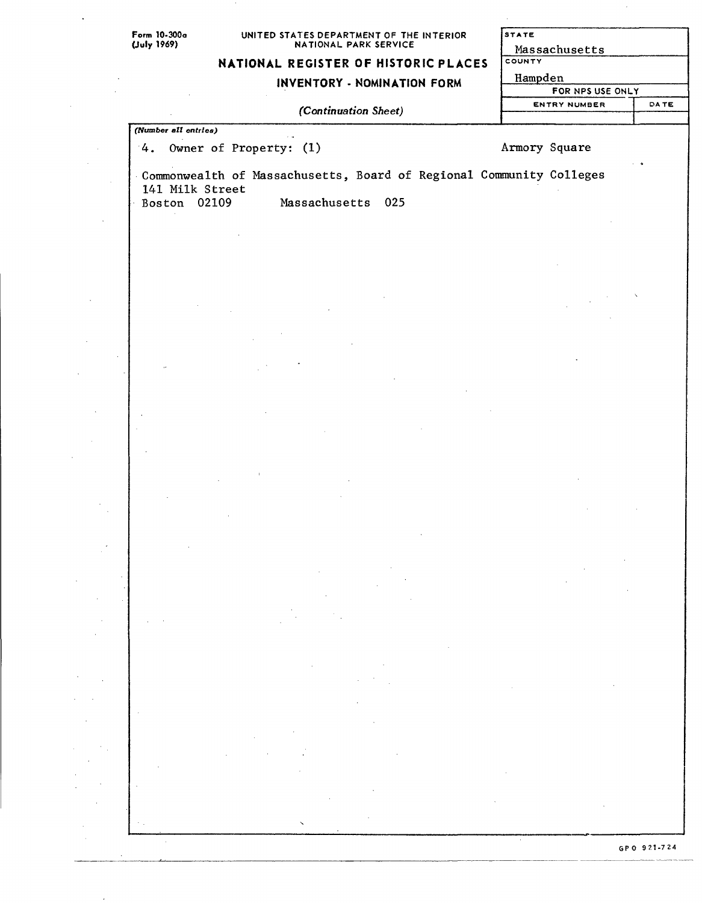Form 10-300a
(July 1969)

UNITED STATES DEPARTMENT OF THE INTERIOR
NATIONAL PARK SERVICE

## NATIONAL REGISTER OF HISTORIC PLACES
### INVENTORY - NOMINATION FORM

*(Continuation Sheet)*

| STATE | |
|---|---|
| Massachusetts | |
| COUNTY | |
| Hampden | |
| FOR NPS USE ONLY | |
| ENTRY NUMBER | DATE |
| | |

*(Number all entries)*

4. Owner of Property: (1) Armory Square

Commonwealth of Massachusetts, Board of Regional Community Colleges
141 Milk Street
Boston 02109 Massachusetts 025

GPO 921-724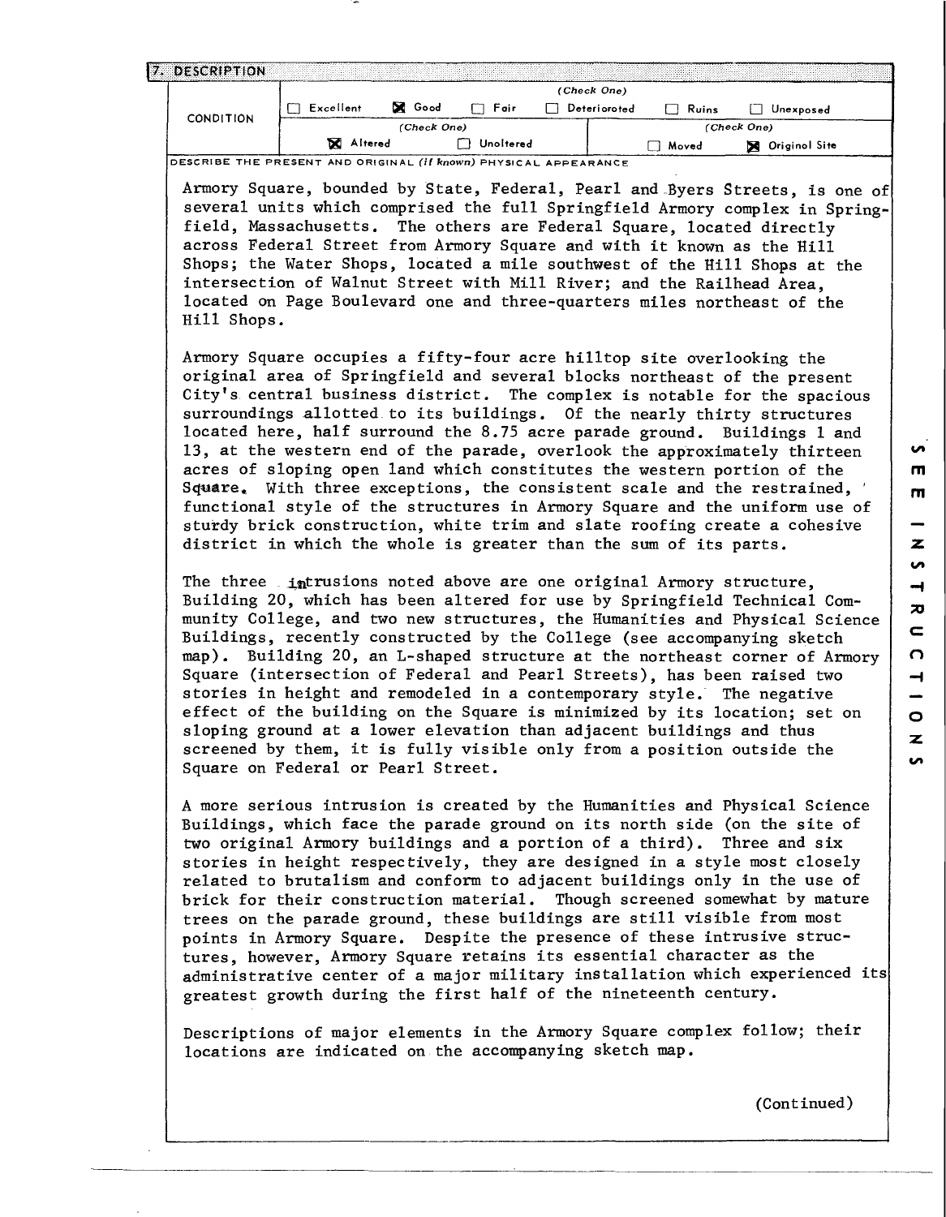## 7. DESCRIPTION

| CONDITION | (Check One) | | | | | |
|---|---|---|---|---|---|---|
| | ☐ Excellent | ☒ Good | ☐ Fair | ☐ Deteriorated | ☐ Ruins | ☐ Unexposed |
| | (Check One) | | | (Check One) | | |
| | ☒ Altered | ☐ Unaltered | | ☐ Moved | ☒ Original Site | |

DESCRIBE THE PRESENT AND ORIGINAL (if known) PHYSICAL APPEARANCE

Armory Square, bounded by State, Federal, Pearl and Byers Streets, is one of several units which comprised the full Springfield Armory complex in Springfield, Massachusetts. The others are Federal Square, located directly across Federal Street from Armory Square and with it known as the Hill Shops; the Water Shops, located a mile southwest of the Hill Shops at the intersection of Walnut Street with Mill River; and the Railhead Area, located on Page Boulevard one and three-quarters miles northeast of the Hill Shops.

Armory Square occupies a fifty-four acre hilltop site overlooking the original area of Springfield and several blocks northeast of the present City's central business district. The complex is notable for the spacious surroundings allotted to its buildings. Of the nearly thirty structures located here, half surround the 8.75 acre parade ground. Buildings 1 and 13, at the western end of the parade, overlook the approximately thirteen acres of sloping open land which constitutes the western portion of the Square. With three exceptions, the consistent scale and the restrained, functional style of the structures in Armory Square and the uniform use of sturdy brick construction, white trim and slate roofing create a cohesive district in which the whole is greater than the sum of its parts.

The three intrusions noted above are one original Armory structure, Building 20, which has been altered for use by Springfield Technical Community College, and two new structures, the Humanities and Physical Science Buildings, recently constructed by the College (see accompanying sketch map). Building 20, an L-shaped structure at the northeast corner of Armory Square (intersection of Federal and Pearl Streets), has been raised two stories in height and remodeled in a contemporary style. The negative effect of the building on the Square is minimized by its location; set on sloping ground at a lower elevation than adjacent buildings and thus screened by them, it is fully visible only from a position outside the Square on Federal or Pearl Street.

A more serious intrusion is created by the Humanities and Physical Science Buildings, which face the parade ground on its north side (on the site of two original Armory buildings and a portion of a third). Three and six stories in height respectively, they are designed in a style most closely related to brutalism and conform to adjacent buildings only in the use of brick for their construction material. Though screened somewhat by mature trees on the parade ground, these buildings are still visible from most points in Armory Square. Despite the presence of these intrusive structures, however, Armory Square retains its essential character as the administrative center of a major military installation which experienced its greatest growth during the first half of the nineteenth century.

Descriptions of major elements in the Armory Square complex follow; their locations are indicated on the accompanying sketch map.

(Continued)

SEE INSTRUCTIONS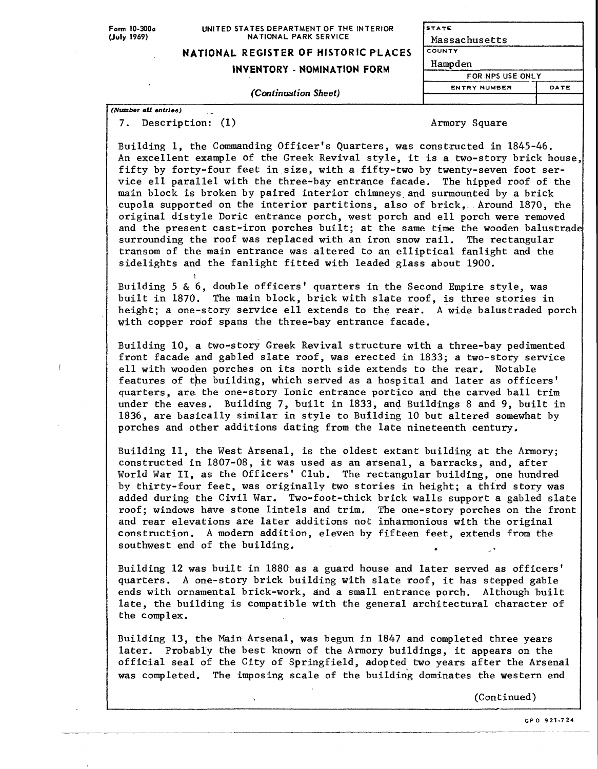Form 10-300a (July 1969)

UNITED STATES DEPARTMENT OF THE INTERIOR
NATIONAL PARK SERVICE

**NATIONAL REGISTER OF HISTORIC PLACES**

**INVENTORY - NOMINATION FORM**

*(Continuation Sheet)*

| STATE | |
|---|---|
| Massachusetts | |
| COUNTY | |
| Hampden | |
| FOR NPS USE ONLY | |
| ENTRY NUMBER | DATE |
| | |

*(Number all entries)*

7. Description: (1) Armory Square

Building 1, the Commanding Officer's Quarters, was constructed in 1845-46. An excellent example of the Greek Revival style, it is a two-story brick house, fifty by forty-four feet in size, with a fifty-two by twenty-seven foot service ell parallel with the three-bay entrance facade. The hipped roof of the main block is broken by paired interior chimneys and surmounted by a brick cupola supported on the interior partitions, also of brick. Around 1870, the original distyle Doric entrance porch, west porch and ell porch were removed and the present cast-iron porches built; at the same time the wooden balustrade surrounding the roof was replaced with an iron snow rail. The rectangular transom of the main entrance was altered to an elliptical fanlight and the sidelights and the fanlight fitted with leaded glass about 1900.

Building 5 & 6, double officers' quarters in the Second Empire style, was built in 1870. The main block, brick with slate roof, is three stories in height; a one-story service ell extends to the rear. A wide balustraded porch with copper roof spans the three-bay entrance facade.

Building 10, a two-story Greek Revival structure with a three-bay pedimented front facade and gabled slate roof, was erected in 1833; a two-story service ell with wooden porches on its north side extends to the rear. Notable features of the building, which served as a hospital and later as officers' quarters, are the one-story Ionic entrance portico and the carved ball trim under the eaves. Building 7, built in 1833, and Buildings 8 and 9, built in 1836, are basically similar in style to Building 10 but altered somewhat by porches and other additions dating from the late nineteenth century.

Building 11, the West Arsenal, is the oldest extant building at the Armory; constructed in 1807-08, it was used as an arsenal, a barracks, and, after World War II, as the Officers' Club. The rectangular building, one hundred by thirty-four feet, was originally two stories in height; a third story was added during the Civil War. Two-foot-thick brick walls support a gabled slate roof; windows have stone lintels and trim. The one-story porches on the front and rear elevations are later additions not inharmonious with the original construction. A modern addition, eleven by fifteen feet, extends from the southwest end of the building.

Building 12 was built in 1880 as a guard house and later served as officers' quarters. A one-story brick building with slate roof, it has stepped gable ends with ornamental brick-work, and a small entrance porch. Although built late, the building is compatible with the general architectural character of the complex.

Building 13, the Main Arsenal, was begun in 1847 and completed three years later. Probably the best known of the Armory buildings, it appears on the official seal of the City of Springfield, adopted two years after the Arsenal was completed. The imposing scale of the building dominates the western end

(Continued)

GPO 921-724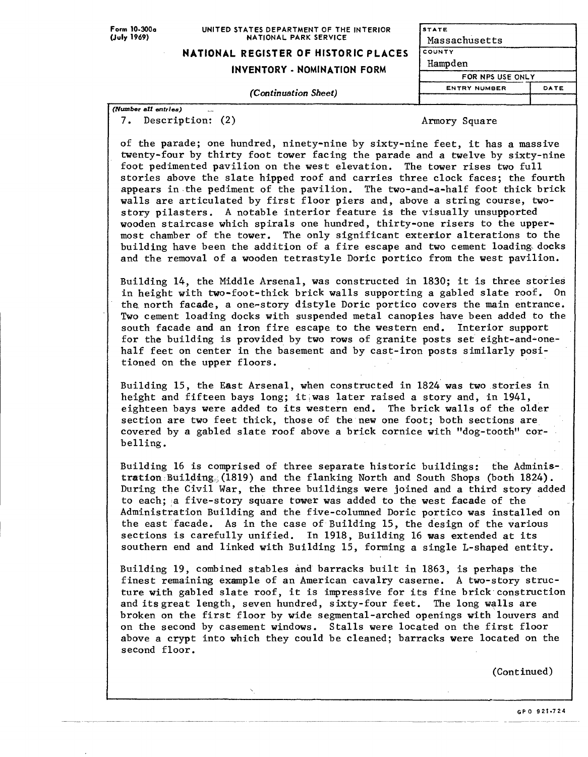Form 10-300a (July 1969)

UNITED STATES DEPARTMENT OF THE INTERIOR
NATIONAL PARK SERVICE

**NATIONAL REGISTER OF HISTORIC PLACES**

**INVENTORY - NOMINATION FORM**

*(Continuation Sheet)*

| STATE | |
|---|---|
| Massachusetts | |
| COUNTY | |
| Hampden | |
| FOR NPS USE ONLY | |
| ENTRY NUMBER | DATE |
| | |

*(Number all entries)*

7. Description: (2) — Armory Square

of the parade; one hundred, ninety-nine by sixty-nine feet, it has a massive twenty-four by thirty foot tower facing the parade and a twelve by sixty-nine foot pedimented pavilion on the west elevation. The tower rises two full stories above the slate hipped roof and carries three clock faces; the fourth appears in the pediment of the pavilion. The two-and-a-half foot thick brick walls are articulated by first floor piers and, above a string course, two-story pilasters. A notable interior feature is the visually unsupported wooden staircase which spirals one hundred, thirty-one risers to the uppermost chamber of the tower. The only significant exterior alterations to the building have been the addition of a fire escape and two cement loading docks and the removal of a wooden tetrastyle Doric portico from the west pavilion.

Building 14, the Middle Arsenal, was constructed in 1830; it is three stories in height with two-foot-thick brick walls supporting a gabled slate roof. On the north facade, a one-story distyle Doric portico covers the main entrance. Two cement loading docks with suspended metal canopies have been added to the south facade and an iron fire escape to the western end. Interior support for the building is provided by two rows of granite posts set eight-and-one-half feet on center in the basement and by cast-iron posts similarly positioned on the upper floors.

Building 15, the East Arsenal, when constructed in 1824 was two stories in height and fifteen bays long; it was later raised a story and, in 1941, eighteen bays were added to its western end. The brick walls of the older section are two feet thick, those of the new one foot; both sections are covered by a gabled slate roof above a brick cornice with "dog-tooth" corbelling.

Building 16 is comprised of three separate historic buildings: the Administration Building (1819) and the flanking North and South Shops (both 1824). During the Civil War, the three buildings were joined and a third story added to each; a five-story square tower was added to the west facade of the Administration Building and the five-columned Doric portico was installed on the east facade. As in the case of Building 15, the design of the various sections is carefully unified. In 1918, Building 16 was extended at its southern end and linked with Building 15, forming a single L-shaped entity.

Building 19, combined stables and barracks built in 1863, is perhaps the finest remaining example of an American cavalry caserne. A two-story structure with gabled slate roof, it is impressive for its fine brick construction and its great length, seven hundred, sixty-four feet. The long walls are broken on the first floor by wide segmental-arched openings with louvers and on the second by casement windows. Stalls were located on the first floor above a crypt into which they could be cleaned; barracks were located on the second floor.

(Continued)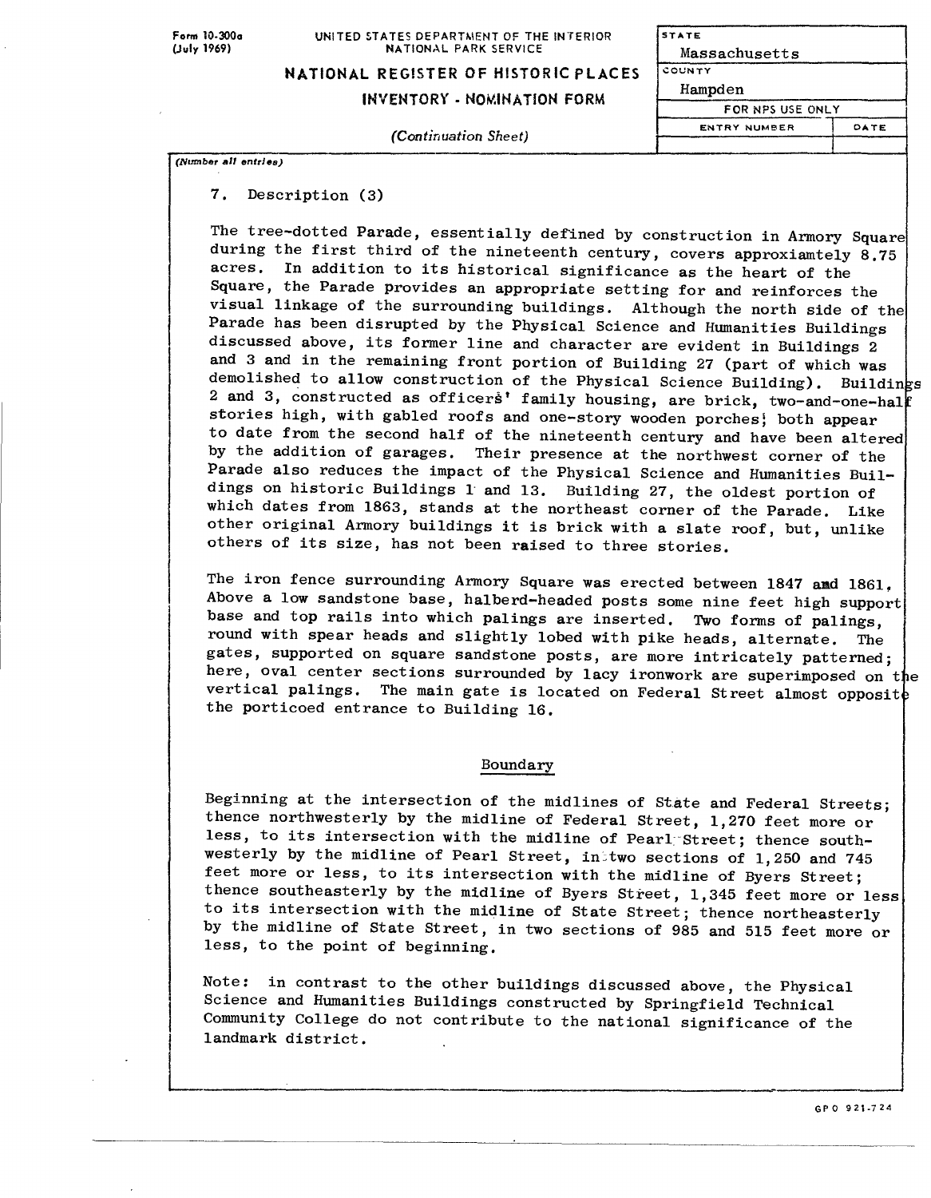Form 10-300a (July 1969)

UNITED STATES DEPARTMENT OF THE INTERIOR
NATIONAL PARK SERVICE

**NATIONAL REGISTER OF HISTORIC PLACES**

**INVENTORY - NOMINATION FORM**

*(Continuation Sheet)*

| STATE | |
|---|---|
| Massachusetts | |
| COUNTY | |
| Hampden | |
| FOR NPS USE ONLY | |
| ENTRY NUMBER | DATE |
| | |

*(Number all entries)*

7. Description (3)

The tree-dotted Parade, essentially defined by construction in Armory Square during the first third of the nineteenth century, covers approxiamtely 8.75 acres. In addition to its historical significance as the heart of the Square, the Parade provides an appropriate setting for and reinforces the visual linkage of the surrounding buildings. Although the north side of the Parade has been disrupted by the Physical Science and Humanities Buildings discussed above, its former line and character are evident in Buildings 2 and 3 and in the remaining front portion of Building 27 (part of which was demolished to allow construction of the Physical Science Building). Buildings 2 and 3, constructed as officers' family housing, are brick, two-and-one-half stories high, with gabled roofs and one-story wooden porches; both appear to date from the second half of the nineteenth century and have been altered by the addition of garages. Their presence at the northwest corner of the Parade also reduces the impact of the Physical Science and Humanities Buildings on historic Buildings 1 and 13. Building 27, the oldest portion of which dates from 1863, stands at the northeast corner of the Parade. Like other original Armory buildings it is brick with a slate roof, but, unlike others of its size, has not been raised to three stories.

The iron fence surrounding Armory Square was erected between 1847 and 1861. Above a low sandstone base, halberd-headed posts some nine feet high support base and top rails into which palings are inserted. Two forms of palings, round with spear heads and slightly lobed with pike heads, alternate. The gates, supported on square sandstone posts, are more intricately patterned; here, oval center sections surrounded by lacy ironwork are superimposed on the vertical palings. The main gate is located on Federal Street almost opposite the porticoed entrance to Building 16.

## Boundary

Beginning at the intersection of the midlines of State and Federal Streets; thence northwesterly by the midline of Federal Street, 1,270 feet more or less, to its intersection with the midline of Pearl Street; thence southwesterly by the midline of Pearl Street, in two sections of 1,250 and 745 feet more or less, to its intersection with the midline of Byers Street; thence southeasterly by the midline of Byers Street, 1,345 feet more or less to its intersection with the midline of State Street; thence northeasterly by the midline of State Street, in two sections of 985 and 515 feet more or less, to the point of beginning.

Note: in contrast to the other buildings discussed above, the Physical Science and Humanities Buildings constructed by Springfield Technical Community College do not contribute to the national significance of the landmark district.

GPO 921-724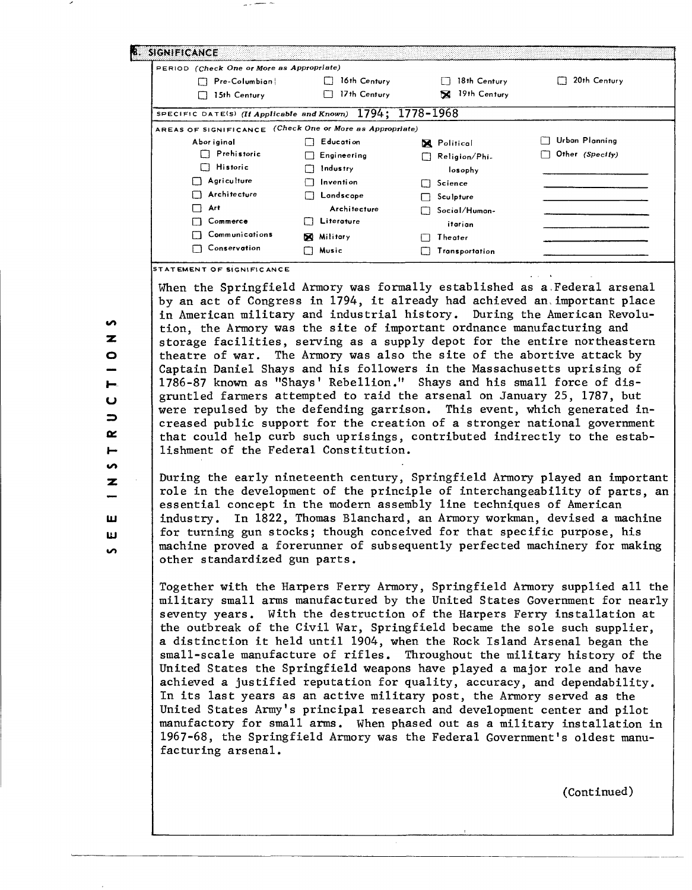## 8. SIGNIFICANCE

PERIOD (Check One or More as Appropriate)

| | | | |
|---|---|---|---|
| ☐ Pre-Columbian | ☐ 16th Century | ☐ 18th Century | ☐ 20th Century |
| ☐ 15th Century | ☐ 17th Century | ☒ 19th Century | |

SPECIFIC DATE(S) (If Applicable and Known) 1794; 1778-1968

AREAS OF SIGNIFICANCE (Check One or More as Appropriate)

| | | | |
|---|---|---|---|
| Aboriginal | ☐ Education | ☒ Political | ☐ Urban Planning |
| ☐ Prehistoric | ☐ Engineering | ☐ Religion/Philosophy | ☐ Other (Specify) |
| ☐ Historic | ☐ Industry | ☐ Science | |
| ☐ Agriculture | ☐ Invention | ☐ Sculpture | |
| ☐ Architecture | ☐ Landscape Architecture | ☐ Social/Humanitarian | |
| ☐ Art | ☐ Literature | ☐ Theater | |
| ☐ Commerce | ☒ Military | ☐ Transportation | |
| ☐ Communications | ☐ Music | | |
| ☐ Conservation | | | |

STATEMENT OF SIGNIFICANCE

When the Springfield Armory was formally established as a Federal arsenal by an act of Congress in 1794, it already had achieved an important place in American military and industrial history. During the American Revolution, the Armory was the site of important ordnance manufacturing and storage facilities, serving as a supply depot for the entire northeastern theatre of war. The Armory was also the site of the abortive attack by Captain Daniel Shays and his followers in the Massachusetts uprising of 1786-87 known as "Shays' Rebellion." Shays and his small force of disgruntled farmers attempted to raid the arsenal on January 25, 1787, but were repulsed by the defending garrison. This event, which generated increased public support for the creation of a stronger national government that could help curb such uprisings, contributed indirectly to the establishment of the Federal Constitution.

During the early nineteenth century, Springfield Armory played an important role in the development of the principle of interchangeability of parts, an essential concept in the modern assembly line techniques of American industry. In 1822, Thomas Blanchard, an Armory workman, devised a machine for turning gun stocks; though conceived for that specific purpose, his machine proved a forerunner of subsequently perfected machinery for making other standardized gun parts.

Together with the Harpers Ferry Armory, Springfield Armory supplied all the military small arms manufactured by the United States Government for nearly seventy years. With the destruction of the Harpers Ferry installation at the outbreak of the Civil War, Springfield became the sole such supplier, a distinction it held until 1904, when the Rock Island Arsenal began the small-scale manufacture of rifles. Throughout the military history of the United States the Springfield weapons have played a major role and have achieved a justified reputation for quality, accuracy, and dependability. In its last years as an active military post, the Armory served as the United States Army's principal research and development center and pilot manufactory for small arms. When phased out as a military installation in 1967-68, the Springfield Armory was the Federal Government's oldest manufacturing arsenal.

(Continued)

SEE INSTRUCTIONS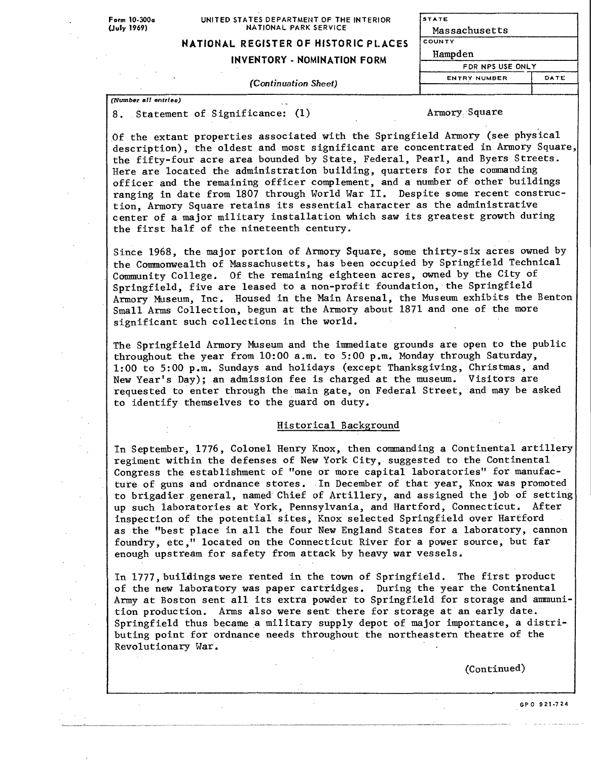Form 10-300a (July 1969)

UNITED STATES DEPARTMENT OF THE INTERIOR
NATIONAL PARK SERVICE

**NATIONAL REGISTER OF HISTORIC PLACES**
**INVENTORY - NOMINATION FORM**

*(Continuation Sheet)*

| STATE | |
|---|---|
| Massachusetts | |
| COUNTY | |
| Hampden | |
| FOR NPS USE ONLY | |
| ENTRY NUMBER | DATE |
| | |

*(Number all entries)*

8. Statement of Significance: (1) Armory Square

Of the extant properties associated with the Springfield Armory (see physical description), the oldest and most significant are concentrated in Armory Square, the fifty-four acre area bounded by State, Federal, Pearl, and Byers Streets. Here are located the administration building, quarters for the commanding officer and the remaining officer complement, and a number of other buildings ranging in date from 1807 through World War II. Despite some recent construction, Armory Square retains its essential character as the administrative center of a major military installation which saw its greatest growth during the first half of the nineteenth century.

Since 1968, the major portion of Armory Square, some thirty-six acres owned by the Commonwealth of Massachusetts, has been occupied by Springfield Technical Community College. Of the remaining eighteen acres, owned by the City of Springfield, five are leased to a non-profit foundation, the Springfield Armory Museum, Inc. Housed in the Main Arsenal, the Museum exhibits the Benton Small Arms Collection, begun at the Armory about 1871 and one of the more significant such collections in the world.

The Springfield Armory Museum and the immediate grounds are open to the public throughout the year from 10:00 a.m. to 5:00 p.m. Monday through Saturday, 1:00 to 5:00 p.m. Sundays and holidays (except Thanksgiving, Christmas, and New Year's Day); an admission fee is charged at the museum. Visitors are requested to enter through the main gate, on Federal Street, and may be asked to identify themselves to the guard on duty.

## Historical Background

In September, 1776, Colonel Henry Knox, then commanding a Continental artillery regiment within the defenses of New York City, suggested to the Continental Congress the establishment of "one or more capital laboratories" for manufacture of guns and ordnance stores. In December of that year, Knox was promoted to brigadier general, named Chief of Artillery, and assigned the job of setting up such laboratories at York, Pennsylvania, and Hartford, Connecticut. After inspection of the potential sites, Knox selected Springfield over Hartford as the "best place in all the four New England States for a laboratory, cannon foundry, etc," located on the Connecticut River for a power source, but far enough upstream for safety from attack by heavy war vessels.

In 1777, buildings were rented in the town of Springfield. The first product of the new laboratory was paper cartridges. During the year the Continental Army at Boston sent all its extra powder to Springfield for storage and ammunition production. Arms also were sent there for storage at an early date. Springfield thus became a military supply depot of major importance, a distributing point for ordnance needs throughout the northeastern theatre of the Revolutionary War.

(Continued)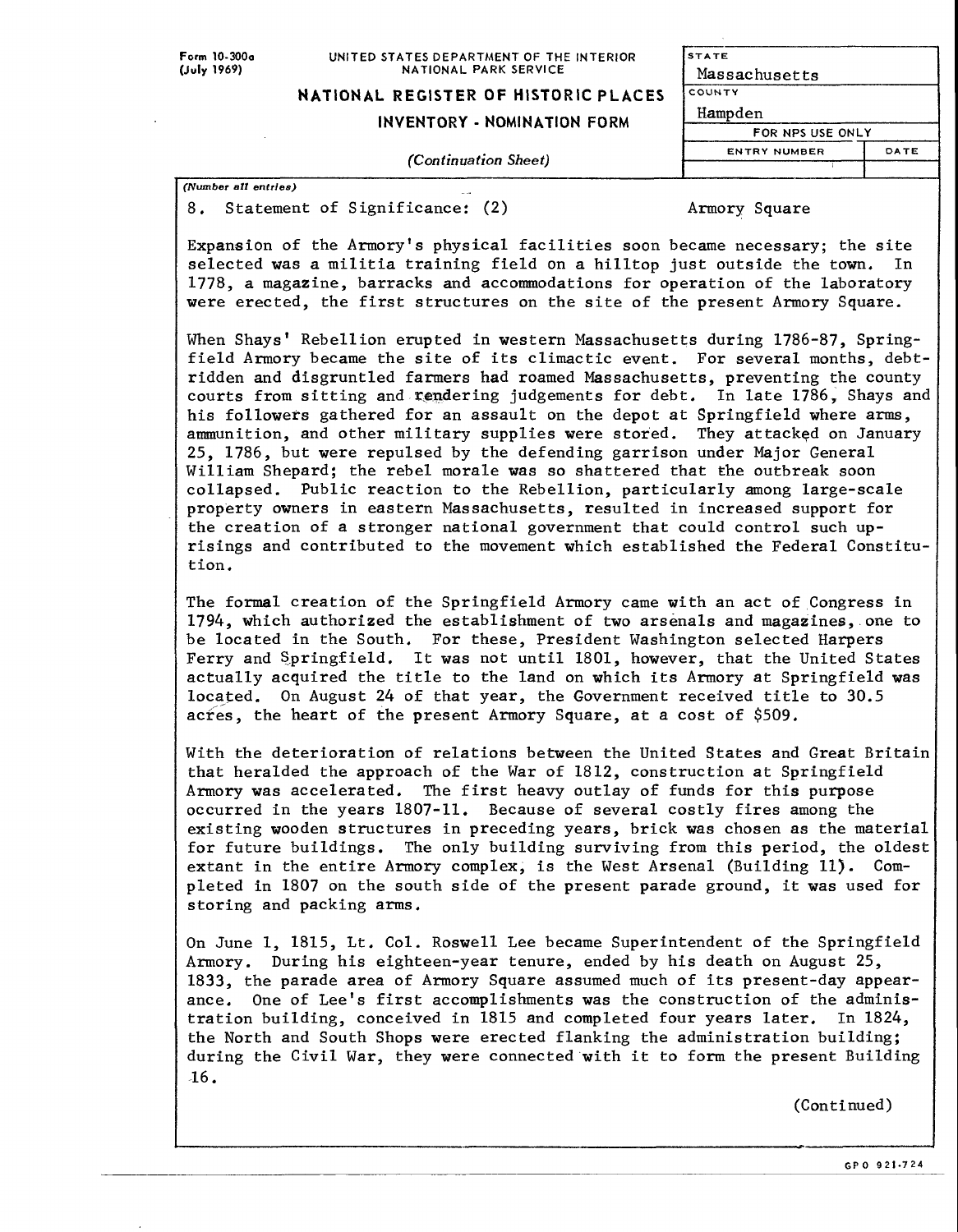Form 10-300a (July 1969)

UNITED STATES DEPARTMENT OF THE INTERIOR
NATIONAL PARK SERVICE

**NATIONAL REGISTER OF HISTORIC PLACES**
**INVENTORY - NOMINATION FORM**

*(Continuation Sheet)*

| STATE | |
|---|---|
| Massachusetts | |
| COUNTY | |
| Hampden | |
| FOR NPS USE ONLY | |
| ENTRY NUMBER | DATE |
| | |

*(Number all entries)*

8. Statement of Significance: (2) — Armory Square

Expansion of the Armory's physical facilities soon became necessary; the site selected was a militia training field on a hilltop just outside the town. In 1778, a magazine, barracks and accommodations for operation of the laboratory were erected, the first structures on the site of the present Armory Square.

When Shays' Rebellion erupted in western Massachusetts during 1786-87, Springfield Armory became the site of its climactic event. For several months, debt-ridden and disgruntled farmers had roamed Massachusetts, preventing the county courts from sitting and rendering judgements for debt. In late 1786, Shays and his followers gathered for an assault on the depot at Springfield where arms, ammunition, and other military supplies were stored. They attacked on January 25, 1786, but were repulsed by the defending garrison under Major General William Shepard; the rebel morale was so shattered that the outbreak soon collapsed. Public reaction to the Rebellion, particularly among large-scale property owners in eastern Massachusetts, resulted in increased support for the creation of a stronger national government that could control such uprisings and contributed to the movement which established the Federal Constitution.

The formal creation of the Springfield Armory came with an act of Congress in 1794, which authorized the establishment of two arsenals and magazines, one to be located in the South. For these, President Washington selected Harpers Ferry and Springfield. It was not until 1801, however, that the United States actually acquired the title to the land on which its Armory at Springfield was located. On August 24 of that year, the Government received title to 30.5 acres, the heart of the present Armory Square, at a cost of $509.

With the deterioration of relations between the United States and Great Britain that heralded the approach of the War of 1812, construction at Springfield Armory was accelerated. The first heavy outlay of funds for this purpose occurred in the years 1807-11. Because of several costly fires among the existing wooden structures in preceding years, brick was chosen as the material for future buildings. The only building surviving from this period, the oldest extant in the entire Armory complex, is the West Arsenal (Building 11). Completed in 1807 on the south side of the present parade ground, it was used for storing and packing arms.

On June 1, 1815, Lt. Col. Roswell Lee became Superintendent of the Springfield Armory. During his eighteen-year tenure, ended by his death on August 25, 1833, the parade area of Armory Square assumed much of its present-day appearance. One of Lee's first accomplishments was the construction of the administration building, conceived in 1815 and completed four years later. In 1824, the North and South Shops were erected flanking the administration building; during the Civil War, they were connected with it to form the present Building 16.

(Continued)

GPO 921-724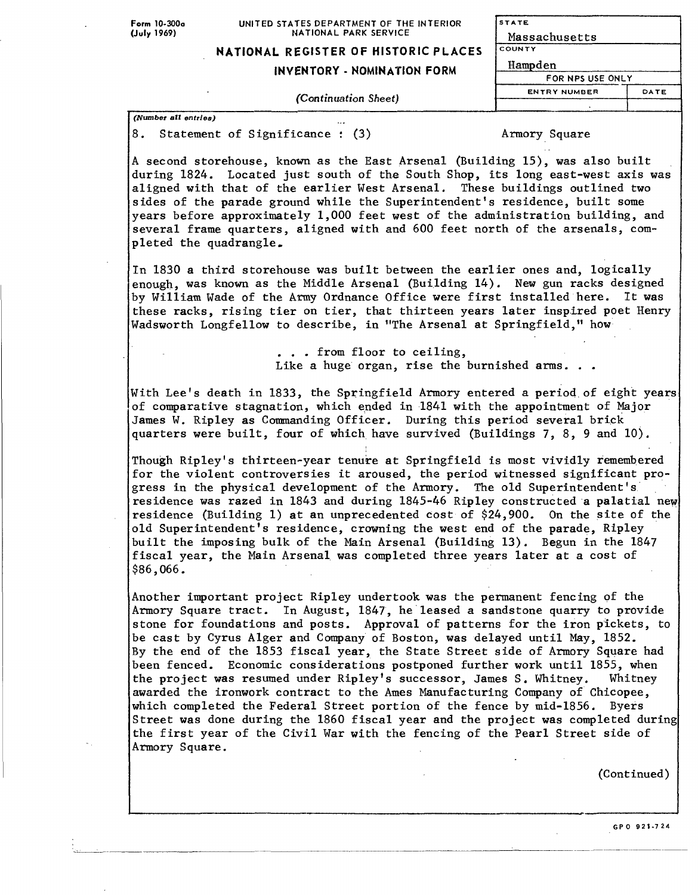Form 10-300a (July 1969)

UNITED STATES DEPARTMENT OF THE INTERIOR
NATIONAL PARK SERVICE

**NATIONAL REGISTER OF HISTORIC PLACES**
**INVENTORY - NOMINATION FORM**

*(Continuation Sheet)*

| STATE | |
|---|---|
| Massachusetts | |
| COUNTY | |
| Hampden | |
| FOR NPS USE ONLY | |
| ENTRY NUMBER | DATE |
| | |

*(Number all entries)*

8. Statement of Significance : (3) Armory Square

A second storehouse, known as the East Arsenal (Building 15), was also built during 1824. Located just south of the South Shop, its long east-west axis was aligned with that of the earlier West Arsenal. These buildings outlined two sides of the parade ground while the Superintendent's residence, built some years before approximately 1,000 feet west of the administration building, and several frame quarters, aligned with and 600 feet north of the arsenals, completed the quadrangle.

In 1830 a third storehouse was built between the earlier ones and, logically enough, was known as the Middle Arsenal (Building 14). New gun racks designed by William Wade of the Army Ordnance Office were first installed here. It was these racks, rising tier on tier, that thirteen years later inspired poet Henry Wadsworth Longfellow to describe, in "The Arsenal at Springfield," how

> . . . from floor to ceiling,
> Like a huge organ, rise the burnished arms. . .

With Lee's death in 1833, the Springfield Armory entered a period of eight years of comparative stagnation, which ended in 1841 with the appointment of Major James W. Ripley as Commanding Officer. During this period several brick quarters were built, four of which have survived (Buildings 7, 8, 9 and 10).

Though Ripley's thirteen-year tenure at Springfield is most vividly remembered for the violent controversies it aroused, the period witnessed significant progress in the physical development of the Armory. The old Superintendent's residence was razed in 1843 and during 1845-46 Ripley constructed a palatial new residence (Building 1) at an unprecedented cost of $24,900. On the site of the old Superintendent's residence, crowning the west end of the parade, Ripley built the imposing bulk of the Main Arsenal (Building 13). Begun in the 1847 fiscal year, the Main Arsenal was completed three years later at a cost of $86,066.

Another important project Ripley undertook was the permanent fencing of the Armory Square tract. In August, 1847, he leased a sandstone quarry to provide stone for foundations and posts. Approval of patterns for the iron pickets, to be cast by Cyrus Alger and Company of Boston, was delayed until May, 1852. By the end of the 1853 fiscal year, the State Street side of Armory Square had been fenced. Economic considerations postponed further work until 1855, when the project was resumed under Ripley's successor, James S. Whitney. Whitney awarded the ironwork contract to the Ames Manufacturing Company of Chicopee, which completed the Federal Street portion of the fence by mid-1856. Byers Street was done during the 1860 fiscal year and the project was completed during the first year of the Civil War with the fencing of the Pearl Street side of Armory Square.

(Continued)

GPO 921-724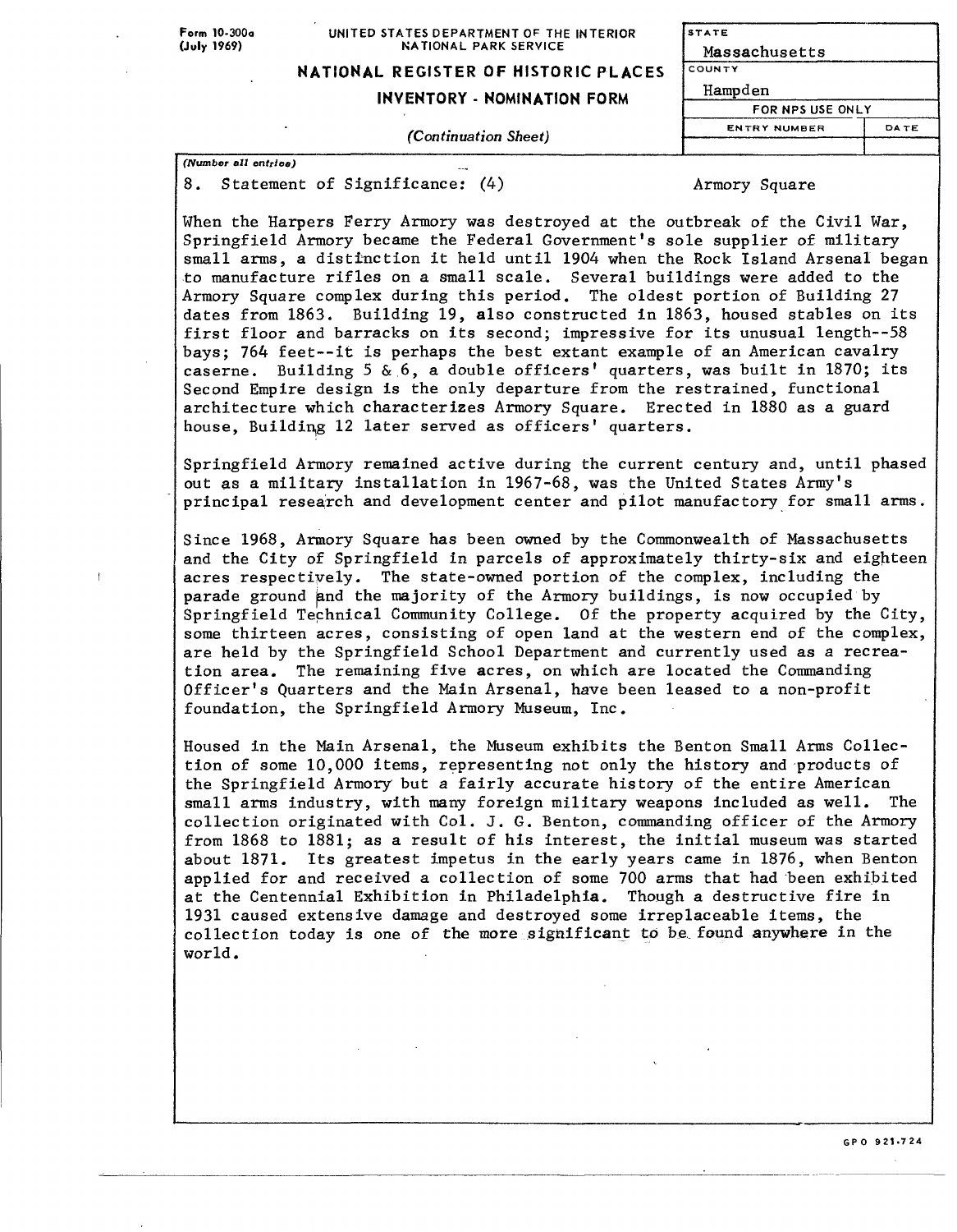Form 10-300a (July 1969)

UNITED STATES DEPARTMENT OF THE INTERIOR
NATIONAL PARK SERVICE

**NATIONAL REGISTER OF HISTORIC PLACES**
**INVENTORY - NOMINATION FORM**

*(Continuation Sheet)*

| STATE | |
|---|---|
| Massachusetts | |
| COUNTY | |
| Hampden | |
| FOR NPS USE ONLY | |
| ENTRY NUMBER | DATE |
| | |

*(Number all entries)*

8. Statement of Significance: (4) Armory Square

When the Harpers Ferry Armory was destroyed at the outbreak of the Civil War, Springfield Armory became the Federal Government's sole supplier of military small arms, a distinction it held until 1904 when the Rock Island Arsenal began to manufacture rifles on a small scale. Several buildings were added to the Armory Square complex during this period. The oldest portion of Building 27 dates from 1863. Building 19, also constructed in 1863, housed stables on its first floor and barracks on its second; impressive for its unusual length--58 bays; 764 feet--it is perhaps the best extant example of an American cavalry caserne. Building 5 & 6, a double officers' quarters, was built in 1870; its Second Empire design is the only departure from the restrained, functional architecture which characterizes Armory Square. Erected in 1880 as a guard house, Building 12 later served as officers' quarters.

Springfield Armory remained active during the current century and, until phased out as a military installation in 1967-68, was the United States Army's principal research and development center and pilot manufactory for small arms.

Since 1968, Armory Square has been owned by the Commonwealth of Massachusetts and the City of Springfield in parcels of approximately thirty-six and eighteen acres respectively. The state-owned portion of the complex, including the parade ground and the majority of the Armory buildings, is now occupied by Springfield Technical Community College. Of the property acquired by the City, some thirteen acres, consisting of open land at the western end of the complex, are held by the Springfield School Department and currently used as a recreation area. The remaining five acres, on which are located the Commanding Officer's Quarters and the Main Arsenal, have been leased to a non-profit foundation, the Springfield Armory Museum, Inc.

Housed in the Main Arsenal, the Museum exhibits the Benton Small Arms Collection of some 10,000 items, representing not only the history and products of the Springfield Armory but a fairly accurate history of the entire American small arms industry, with many foreign military weapons included as well. The collection originated with Col. J. G. Benton, commanding officer of the Armory from 1868 to 1881; as a result of his interest, the initial museum was started about 1871. Its greatest impetus in the early years came in 1876, when Benton applied for and received a collection of some 700 arms that had been exhibited at the Centennial Exhibition in Philadelphia. Though a destructive fire in 1931 caused extensive damage and destroyed some irreplaceable items, the collection today is one of the more significant to be found anywhere in the world.

GPO 921-724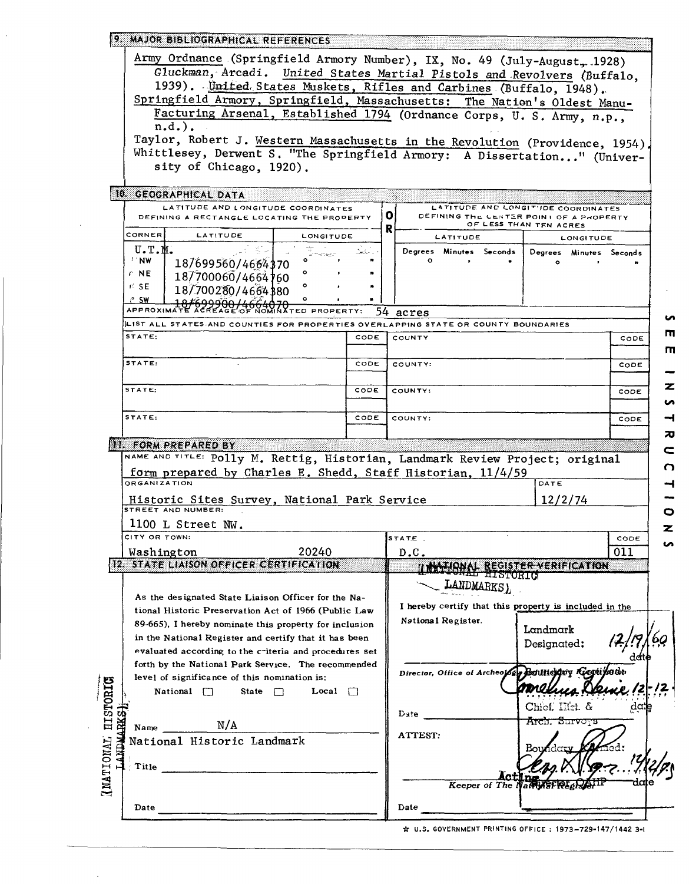## 9. MAJOR BIBLIOGRAPHICAL REFERENCES

Army Ordnance (Springfield Armory Number), IX, No. 49 (July-August, 1928)
Gluckman, Arcadi. United States Martial Pistols and Revolvers (Buffalo, 1939). United States Muskets, Rifles and Carbines (Buffalo, 1948).
Springfield Armory, Springfield, Massachusetts: The Nation's Oldest Manufacturing Arsenal, Established 1794 (Ordnance Corps, U. S. Army, n.p., n.d.).
Taylor, Robert J. Western Massachusetts in the Revolution (Providence, 1954).
Whittlesey, Derwent S. "The Springfield Armory: A Dissertation..." (University of Chicago, 1920).

## 10. GEOGRAPHICAL DATA

| LATITUDE AND LONGITUDE COORDINATES DEFINING A RECTANGLE LOCATING THE PROPERTY | | | OR | LATITUDE AND LONGITUDE COORDINATES DEFINING THE CENTER POINT OF A PROPERTY OF LESS THAN TEN ACRES | |
|---|---|---|---|---|---|
| CORNER | LATITUDE | LONGITUDE | | LATITUDE | LONGITUDE |
| U.T.M. | | | | Degrees Minutes Seconds | Degrees Minutes Seconds |
| NW | 18/699560/4664370 | ° ' " | | ° ' " | ° ' " |
| NE | 18/700060/4664760 | ° ' " | | | |
| SE | 18/700280/4664380 | ° ' " | | | |
| SW | 18/699900/4664070 | ° ' " | | | |

APPROXIMATE ACREAGE OF NOMINATED PROPERTY: 54 acres

LIST ALL STATES AND COUNTIES FOR PROPERTIES OVERLAPPING STATE OR COUNTY BOUNDARIES

| STATE: | CODE | COUNTY | CODE |
|---|---|---|---|
| STATE: | CODE | COUNTY: | CODE |
| STATE: | CODE | COUNTY: | CODE |
| STATE: | CODE | COUNTY: | CODE |

SEE INSTRUCTIONS

## 11. FORM PREPARED BY

NAME AND TITLE: Polly M. Rettig, Historian, Landmark Review Project; original form prepared by Charles E. Shedd, Staff Historian, 11/4/59

ORGANIZATION: Historic Sites Survey, National Park Service

DATE: 12/2/74

STREET AND NUMBER: 1100 L Street NW.

CITY OR TOWN: Washington 20240

STATE: D.C.

CODE: 011

## 12. STATE LIAISON OFFICER CERTIFICATION

(NATIONAL HISTORIC LANDMARKS)

As the designated State Liaison Officer for the National Historic Preservation Act of 1966 (Public Law 89-665), I hereby nominate this property for inclusion in the National Register and certify that it has been evaluated according to the criteria and procedures set forth by the National Park Service. The recommended level of significance of this nomination is:

National ☐ State ☐ Local ☐

Name N/A
National Historic Landmark

Title

Date

## NATIONAL REGISTER VERIFICATION

(NATIONAL HISTORIC LANDMARKS)

I hereby certify that this property is included in the National Register.

Landmark Designated: 12/19/60 date

Director, Office of Archeology and Historic Preservation

Boundary Certified: Cornelius Heine 12-12- date
Chief, Hist. & Arch. Surveys

Date

ATTEST:

Boundary Affirmed: 12/12/75 date
Acting Keeper of The National Register / Director, OAHP

Date

☆ U.S. GOVERNMENT PRINTING OFFICE : 1973-729-147/1442 3-I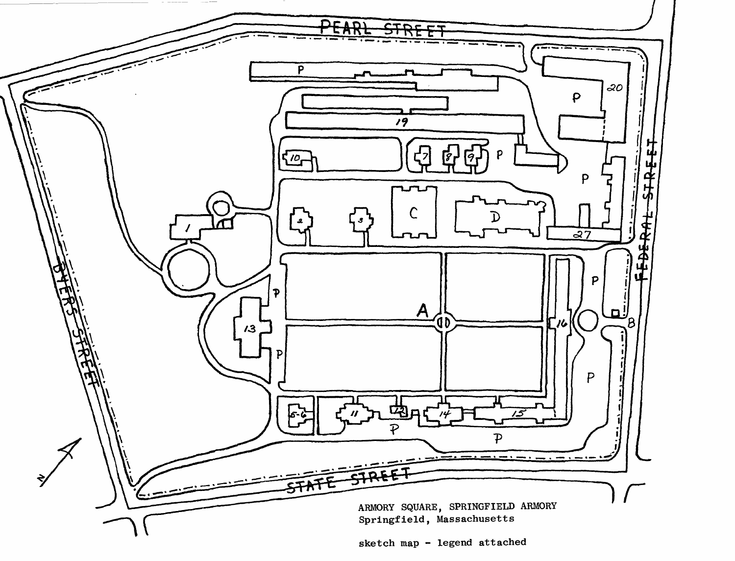PEARL STREET

FEDERAL STREET

STATE STREET

BYERS STREET

P

20

P

19

10

7

8

9

P

P

2

3

C

D

27

P

A

13

P

P

16

B

P

5-6

11

12

14

15

P

P

N

ARMORY SQUARE, SPRINGFIELD ARMORY
Springfield, Massachusetts

sketch map - legend attached